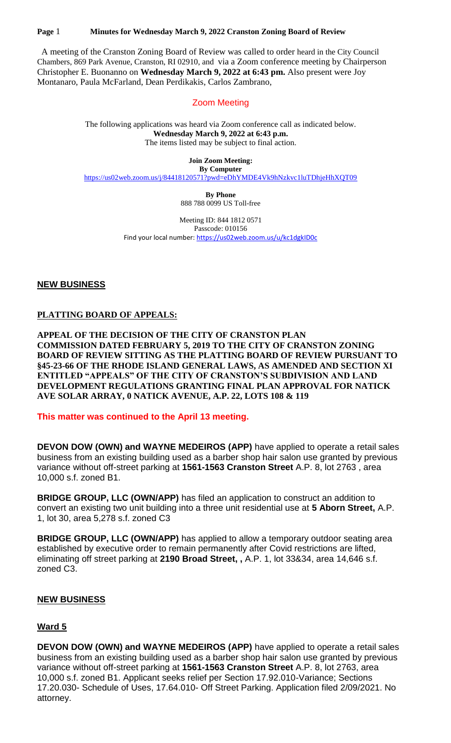A meeting of the Cranston Zoning Board of Review was called to order heard in the City Council Chambers, 869 Park Avenue, Cranston, RI 02910, and via a Zoom conference meeting by Chairperson Christopher E. Buonanno on **Wednesday March 9, 2022 at 6:43 pm.** Also present were Joy Montanaro, Paula McFarland, Dean Perdikakis, Carlos Zambrano,

## Zoom Meeting

The following applications was heard via Zoom conference call as indicated below.
**Wednesday March 9, 2022 at 6:43 p.m.**
The items listed may be subject to final action.

**Join Zoom Meeting:**
**By Computer**
https://us02web.zoom.us/j/84418120571?pwd=eDhYMDE4Vk9hNzkvc1luTDhjeHhXQT09

**By Phone**
888 788 0099 US Toll-free

Meeting ID: 844 1812 0571
Passcode: 010156
Find your local number: https://us02web.zoom.us/u/kc1dgkID0c

## NEW BUSINESS

### PLATTING BOARD OF APPEALS:

**APPEAL OF THE DECISION OF THE CITY OF CRANSTON PLAN COMMISSION DATED FEBRUARY 5, 2019 TO THE CITY OF CRANSTON ZONING BOARD OF REVIEW SITTING AS THE PLATTING BOARD OF REVIEW PURSUANT TO §45-23-66 OF THE RHODE ISLAND GENERAL LAWS, AS AMENDED AND SECTION XI ENTITLED "APPEALS" OF THE CITY OF CRANSTON'S SUBDIVISION AND LAND DEVELOPMENT REGULATIONS GRANTING FINAL PLAN APPROVAL FOR NATICK AVE SOLAR ARRAY, 0 NATICK AVENUE, A.P. 22, LOTS 108 & 119**

**This matter was continued to the April 13 meeting.**

**DEVON DOW (OWN) and WAYNE MEDEIROS (APP)** have applied to operate a retail sales business from an existing building used as a barber shop hair salon use granted by previous variance without off-street parking at **1561-1563 Cranston Street** A.P. 8, lot 2763 , area 10,000 s.f. zoned B1.

**BRIDGE GROUP, LLC (OWN/APP)** has filed an application to construct an addition to convert an existing two unit building into a three unit residential use at **5 Aborn Street,** A.P. 1, lot 30, area 5,278 s.f. zoned C3

**BRIDGE GROUP, LLC (OWN/APP)** has applied to allow a temporary outdoor seating area established by executive order to remain permanently after Covid restrictions are lifted, eliminating off street parking at **2190 Broad Street, ,** A.P. 1, lot 33&34, area 14,646 s.f. zoned C3.

## NEW BUSINESS

### Ward 5

**DEVON DOW (OWN) and WAYNE MEDEIROS (APP)** have applied to operate a retail sales business from an existing building used as a barber shop hair salon use granted by previous variance without off-street parking at **1561-1563 Cranston Street** A.P. 8, lot 2763, area 10,000 s.f. zoned B1. Applicant seeks relief per Section 17.92.010-Variance; Sections 17.20.030- Schedule of Uses, 17.64.010- Off Street Parking. Application filed 2/09/2021. No attorney.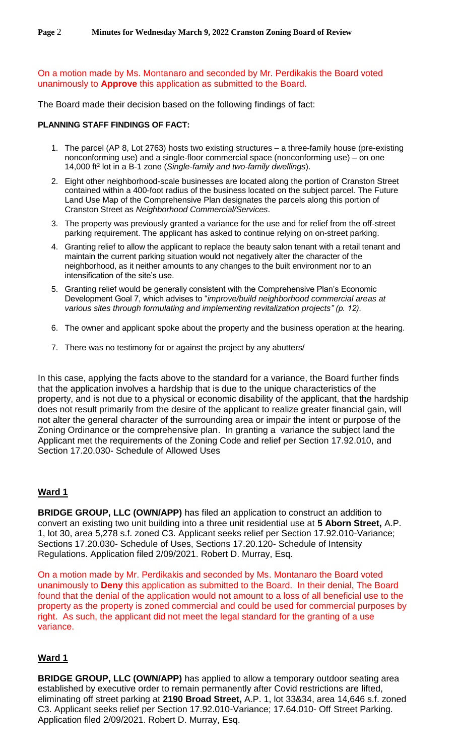On a motion made by Ms. Montanaro and seconded by Mr. Perdikakis the Board voted unanimously to **Approve** this application as submitted to the Board.

The Board made their decision based on the following findings of fact:

**PLANNING STAFF FINDINGS OF FACT:**

1. The parcel (AP 8, Lot 2763) hosts two existing structures – a three-family house (pre-existing nonconforming use) and a single-floor commercial space (nonconforming use) – on one 14,000 ft$^2$ lot in a B-1 zone (*Single-family and two-family dwellings*).
2. Eight other neighborhood-scale businesses are located along the portion of Cranston Street contained within a 400-foot radius of the business located on the subject parcel. The Future Land Use Map of the Comprehensive Plan designates the parcels along this portion of Cranston Street as *Neighborhood Commercial/Services*.
3. The property was previously granted a variance for the use and for relief from the off-street parking requirement. The applicant has asked to continue relying on on-street parking.
4. Granting relief to allow the applicant to replace the beauty salon tenant with a retail tenant and maintain the current parking situation would not negatively alter the character of the neighborhood, as it neither amounts to any changes to the built environment nor to an intensification of the site's use.
5. Granting relief would be generally consistent with the Comprehensive Plan's Economic Development Goal 7, which advises to "*improve/build neighborhood commercial areas at various sites through formulating and implementing revitalization projects" (p. 12).*
6. The owner and applicant spoke about the property and the business operation at the hearing.
7. There was no testimony for or against the project by any abutters/

In this case, applying the facts above to the standard for a variance, the Board further finds that the application involves a hardship that is due to the unique characteristics of the property, and is not due to a physical or economic disability of the applicant, that the hardship does not result primarily from the desire of the applicant to realize greater financial gain, will not alter the general character of the surrounding area or impair the intent or purpose of the Zoning Ordinance or the comprehensive plan. In granting a variance the subject land the Applicant met the requirements of the Zoning Code and relief per Section 17.92.010, and Section 17.20.030- Schedule of Allowed Uses

## **Ward 1**

**BRIDGE GROUP, LLC (OWN/APP)** has filed an application to construct an addition to convert an existing two unit building into a three unit residential use at **5 Aborn Street,** A.P. 1, lot 30, area 5,278 s.f. zoned C3. Applicant seeks relief per Section 17.92.010-Variance; Sections 17.20.030- Schedule of Uses, Sections 17.20.120- Schedule of Intensity Regulations. Application filed 2/09/2021. Robert D. Murray, Esq.

On a motion made by Mr. Perdikakis and seconded by Ms. Montanaro the Board voted unanimously to **Deny** this application as submitted to the Board. In their denial, The Board found that the denial of the application would not amount to a loss of all beneficial use to the property as the property is zoned commercial and could be used for commercial purposes by right. As such, the applicant did not meet the legal standard for the granting of a use variance.

## **Ward 1**

**BRIDGE GROUP, LLC (OWN/APP)** has applied to allow a temporary outdoor seating area established by executive order to remain permanently after Covid restrictions are lifted, eliminating off street parking at **2190 Broad Street,** A.P. 1, lot 33&34, area 14,646 s.f. zoned C3. Applicant seeks relief per Section 17.92.010-Variance; 17.64.010- Off Street Parking. Application filed 2/09/2021. Robert D. Murray, Esq.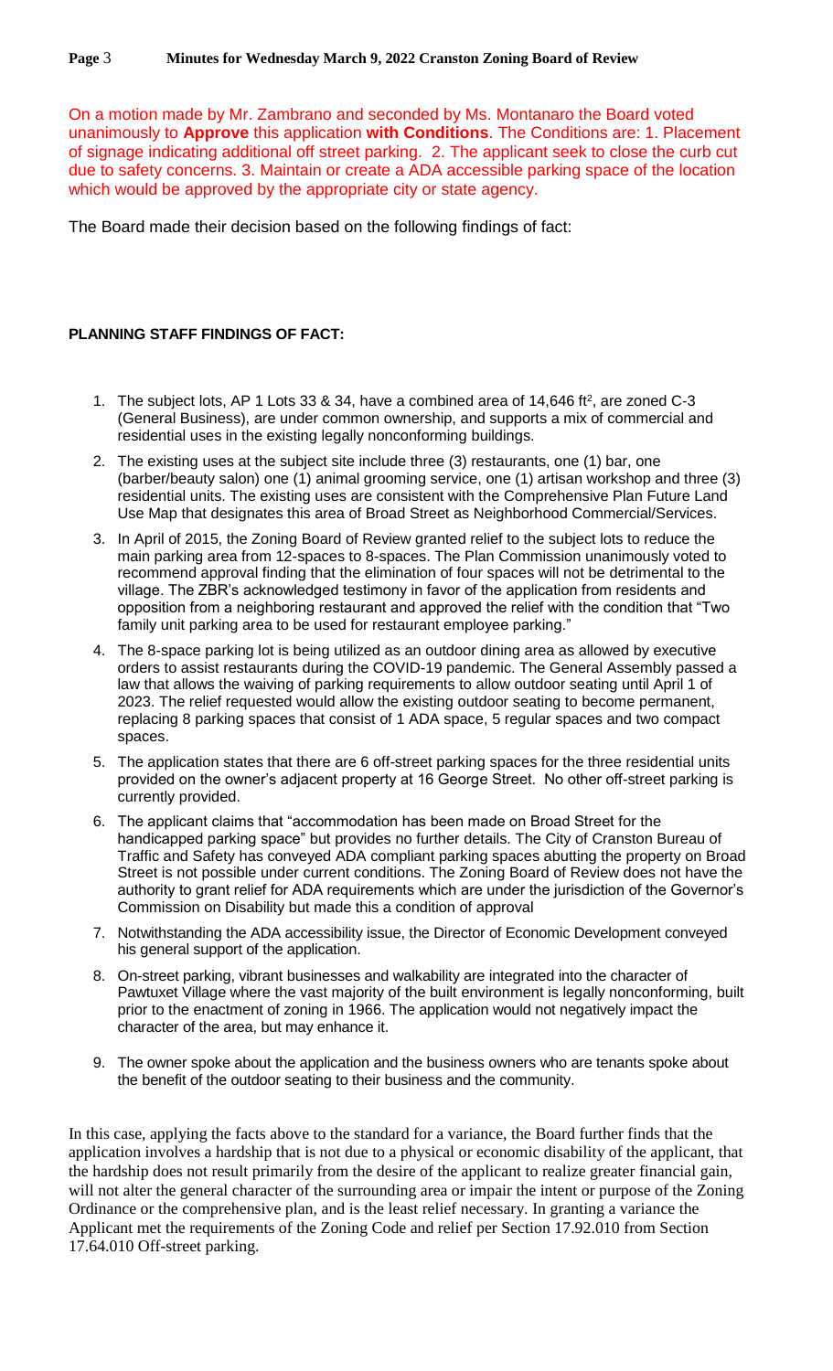On a motion made by Mr. Zambrano and seconded by Ms. Montanaro the Board voted unanimously to **Approve** this application **with Conditions**. The Conditions are: 1. Placement of signage indicating additional off street parking. 2. The applicant seek to close the curb cut due to safety concerns. 3. Maintain or create a ADA accessible parking space of the location which would be approved by the appropriate city or state agency.

The Board made their decision based on the following findings of fact:

**PLANNING STAFF FINDINGS OF FACT:**

1. The subject lots, AP 1 Lots 33 & 34, have a combined area of 14,646 ft$^2$, are zoned C-3 (General Business), are under common ownership, and supports a mix of commercial and residential uses in the existing legally nonconforming buildings.
2. The existing uses at the subject site include three (3) restaurants, one (1) bar, one (barber/beauty salon) one (1) animal grooming service, one (1) artisan workshop and three (3) residential units. The existing uses are consistent with the Comprehensive Plan Future Land Use Map that designates this area of Broad Street as Neighborhood Commercial/Services.
3. In April of 2015, the Zoning Board of Review granted relief to the subject lots to reduce the main parking area from 12-spaces to 8-spaces. The Plan Commission unanimously voted to recommend approval finding that the elimination of four spaces will not be detrimental to the village. The ZBR's acknowledged testimony in favor of the application from residents and opposition from a neighboring restaurant and approved the relief with the condition that "Two family unit parking area to be used for restaurant employee parking."
4. The 8-space parking lot is being utilized as an outdoor dining area as allowed by executive orders to assist restaurants during the COVID-19 pandemic. The General Assembly passed a law that allows the waiving of parking requirements to allow outdoor seating until April 1 of 2023. The relief requested would allow the existing outdoor seating to become permanent, replacing 8 parking spaces that consist of 1 ADA space, 5 regular spaces and two compact spaces.
5. The application states that there are 6 off-street parking spaces for the three residential units provided on the owner's adjacent property at 16 George Street. No other off-street parking is currently provided.
6. The applicant claims that "accommodation has been made on Broad Street for the handicapped parking space" but provides no further details. The City of Cranston Bureau of Traffic and Safety has conveyed ADA compliant parking spaces abutting the property on Broad Street is not possible under current conditions. The Zoning Board of Review does not have the authority to grant relief for ADA requirements which are under the jurisdiction of the Governor's Commission on Disability but made this a condition of approval
7. Notwithstanding the ADA accessibility issue, the Director of Economic Development conveyed his general support of the application.
8. On-street parking, vibrant businesses and walkability are integrated into the character of Pawtuxet Village where the vast majority of the built environment is legally nonconforming, built prior to the enactment of zoning in 1966. The application would not negatively impact the character of the area, but may enhance it.
9. The owner spoke about the application and the business owners who are tenants spoke about the benefit of the outdoor seating to their business and the community.

In this case, applying the facts above to the standard for a variance, the Board further finds that the application involves a hardship that is not due to a physical or economic disability of the applicant, that the hardship does not result primarily from the desire of the applicant to realize greater financial gain, will not alter the general character of the surrounding area or impair the intent or purpose of the Zoning Ordinance or the comprehensive plan, and is the least relief necessary. In granting a variance the Applicant met the requirements of the Zoning Code and relief per Section 17.92.010 from Section 17.64.010 Off-street parking.